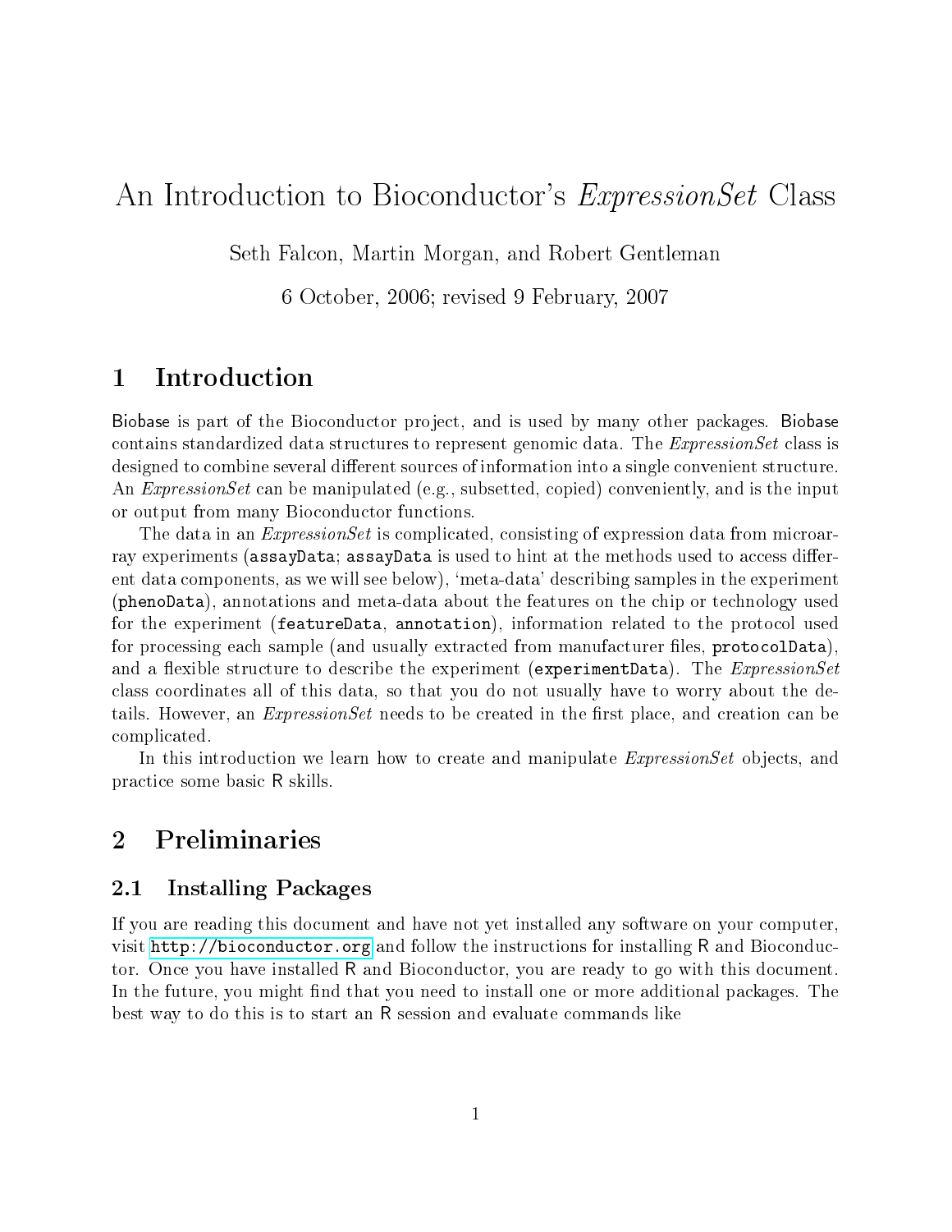# An Introduction to Bioconductor's *ExpressionSet* Class

Seth Falcon, Martin Morgan, and Robert Gentleman

6 October, 2006; revised 9 February, 2007

## 1 Introduction

Biobase is part of the Bioconductor project, and is used by many other packages. Biobase contains standardized data structures to represent genomic data. The *ExpressionSet* class is designed to combine several different sources of information into a single convenient structure. An *ExpressionSet* can be manipulated (e.g., subsetted, copied) conveniently, and is the input or output from many Bioconductor functions.

The data in an *ExpressionSet* is complicated, consisting of expression data from microarray experiments (`assayData`; `assayData` is used to hint at the methods used to access different data components, as we will see below), 'meta-data' describing samples in the experiment (`phenoData`), annotations and meta-data about the features on the chip or technology used for the experiment (`featureData`, `annotation`), information related to the protocol used for processing each sample (and usually extracted from manufacturer files, `protocolData`), and a flexible structure to describe the experiment (`experimentData`). The *ExpressionSet* class coordinates all of this data, so that you do not usually have to worry about the details. However, an *ExpressionSet* needs to be created in the first place, and creation can be complicated.

In this introduction we learn how to create and manipulate *ExpressionSet* objects, and practice some basic R skills.

## 2 Preliminaries

### 2.1 Installing Packages

If you are reading this document and have not yet installed any software on your computer, visit http://bioconductor.org and follow the instructions for installing R and Bioconductor. Once you have installed R and Bioconductor, you are ready to go with this document. In the future, you might find that you need to install one or more additional packages. The best way to do this is to start an R session and evaluate commands like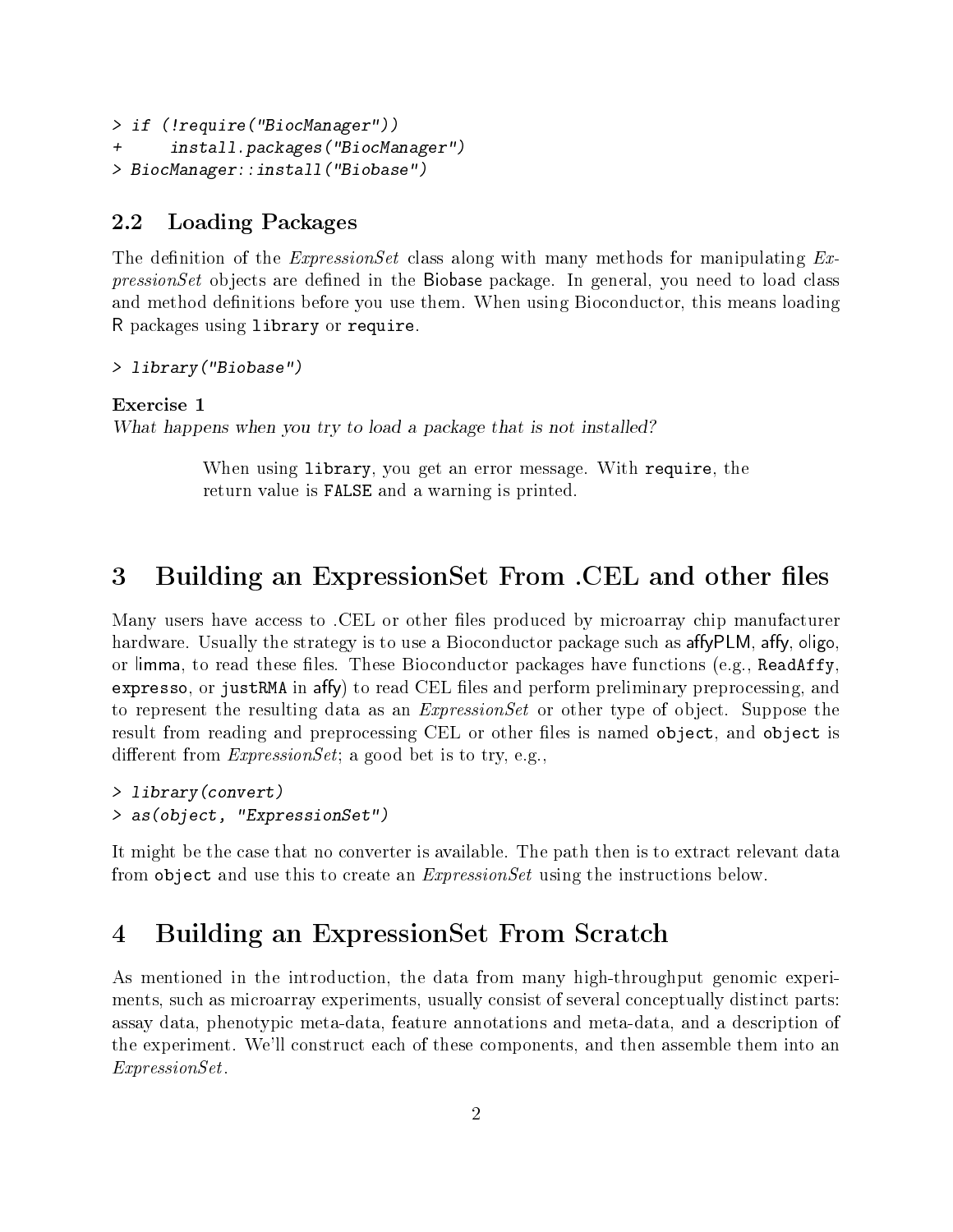```
> if (!require("BiocManager"))
+     install.packages("BiocManager")
> BiocManager::install("Biobase")
```

## 2.2 Loading Packages

The definition of the *ExpressionSet* class along with many methods for manipulating *ExpressionSet* objects are defined in the Biobase package. In general, you need to load class and method definitions before you use them. When using Bioconductor, this means loading R packages using `library` or `require`.

```
> library("Biobase")
```

**Exercise 1**
*What happens when you try to load a package that is not installed?*

> When using `library`, you get an error message. With `require`, the return value is `FALSE` and a warning is printed.

# 3 Building an ExpressionSet From .CEL and other files

Many users have access to .CEL or other files produced by microarray chip manufacturer hardware. Usually the strategy is to use a Bioconductor package such as affyPLM, affy, oligo, or limma, to read these files. These Bioconductor packages have functions (e.g., `ReadAffy`, `expresso`, or `justRMA` in affy) to read CEL files and perform preliminary preprocessing, and to represent the resulting data as an *ExpressionSet* or other type of object. Suppose the result from reading and preprocessing CEL or other files is named `object`, and `object` is different from *ExpressionSet*; a good bet is to try, e.g.,

```
> library(convert)
> as(object, "ExpressionSet")
```

It might be the case that no converter is available. The path then is to extract relevant data from `object` and use this to create an *ExpressionSet* using the instructions below.

# 4 Building an ExpressionSet From Scratch

As mentioned in the introduction, the data from many high-throughput genomic experiments, such as microarray experiments, usually consist of several conceptually distinct parts: assay data, phenotypic meta-data, feature annotations and meta-data, and a description of the experiment. We'll construct each of these components, and then assemble them into an *ExpressionSet*.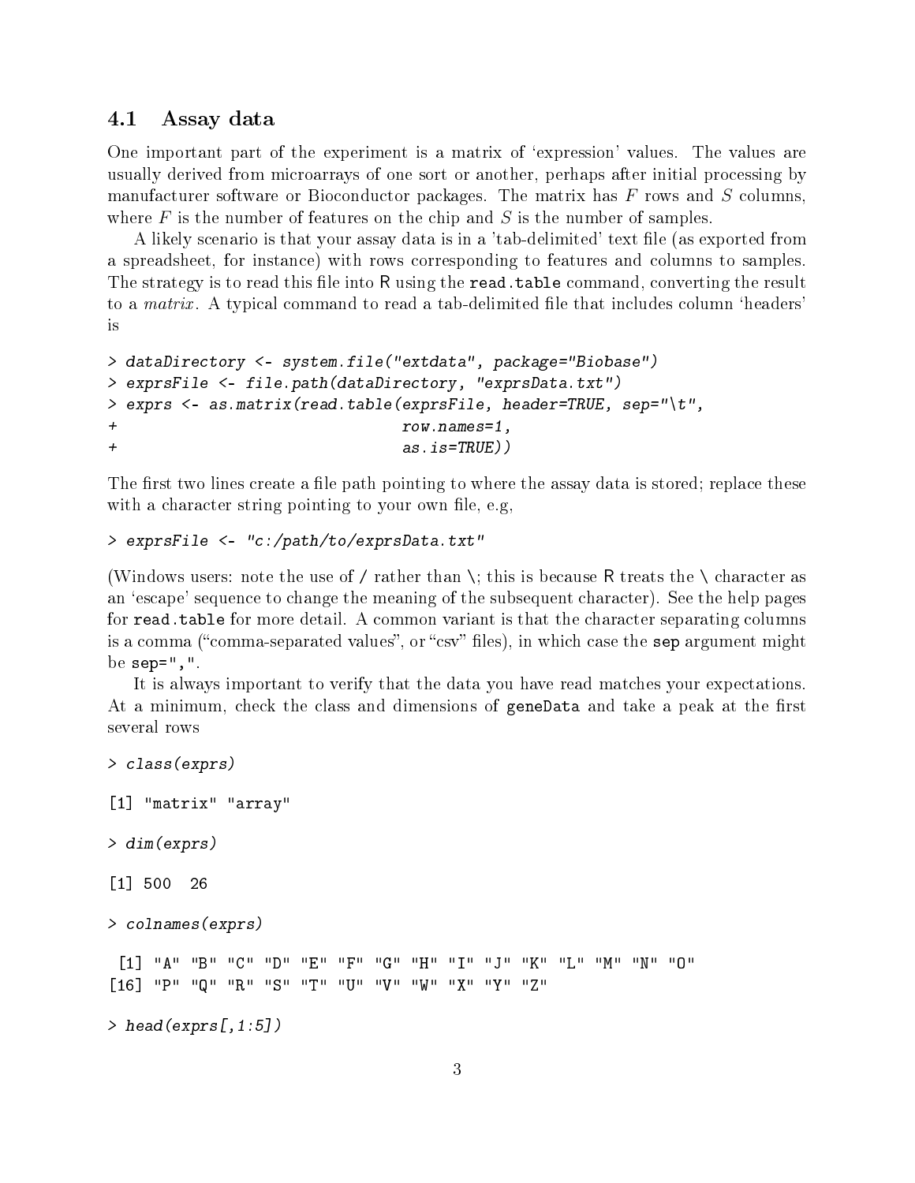## 4.1 Assay data

One important part of the experiment is a matrix of 'expression' values. The values are usually derived from microarrays of one sort or another, perhaps after initial processing by manufacturer software or Bioconductor packages. The matrix has $F$ rows and $S$ columns, where $F$ is the number of features on the chip and $S$ is the number of samples.

A likely scenario is that your assay data is in a 'tab-delimited' text file (as exported from a spreadsheet, for instance) with rows corresponding to features and columns to samples. The strategy is to read this file into R using the `read.table` command, converting the result to a *matrix*. A typical command to read a tab-delimited file that includes column 'headers' is

```
> dataDirectory <- system.file("extdata", package="Biobase")
> exprsFile <- file.path(dataDirectory, "exprsData.txt")
> exprs <- as.matrix(read.table(exprsFile, header=TRUE, sep="\t",
+                               row.names=1,
+                               as.is=TRUE))
```

The first two lines create a file path pointing to where the assay data is stored; replace these with a character string pointing to your own file, e.g,

```
> exprsFile <- "c:/path/to/exprsData.txt"
```

(Windows users: note the use of / rather than \; this is because R treats the \ character as an 'escape' sequence to change the meaning of the subsequent character). See the help pages for `read.table` for more detail. A common variant is that the character separating columns is a comma ("comma-separated values", or "csv" files), in which case the `sep` argument might be `sep=","`.

It is always important to verify that the data you have read matches your expectations. At a minimum, check the class and dimensions of `geneData` and take a peak at the first several rows

```
> class(exprs)

[1] "matrix" "array"

> dim(exprs)

[1] 500  26

> colnames(exprs)

 [1] "A" "B" "C" "D" "E" "F" "G" "H" "I" "J" "K" "L" "M" "N" "O"
[16] "P" "Q" "R" "S" "T" "U" "V" "W" "X" "Y" "Z"

> head(exprs[,1:5])
```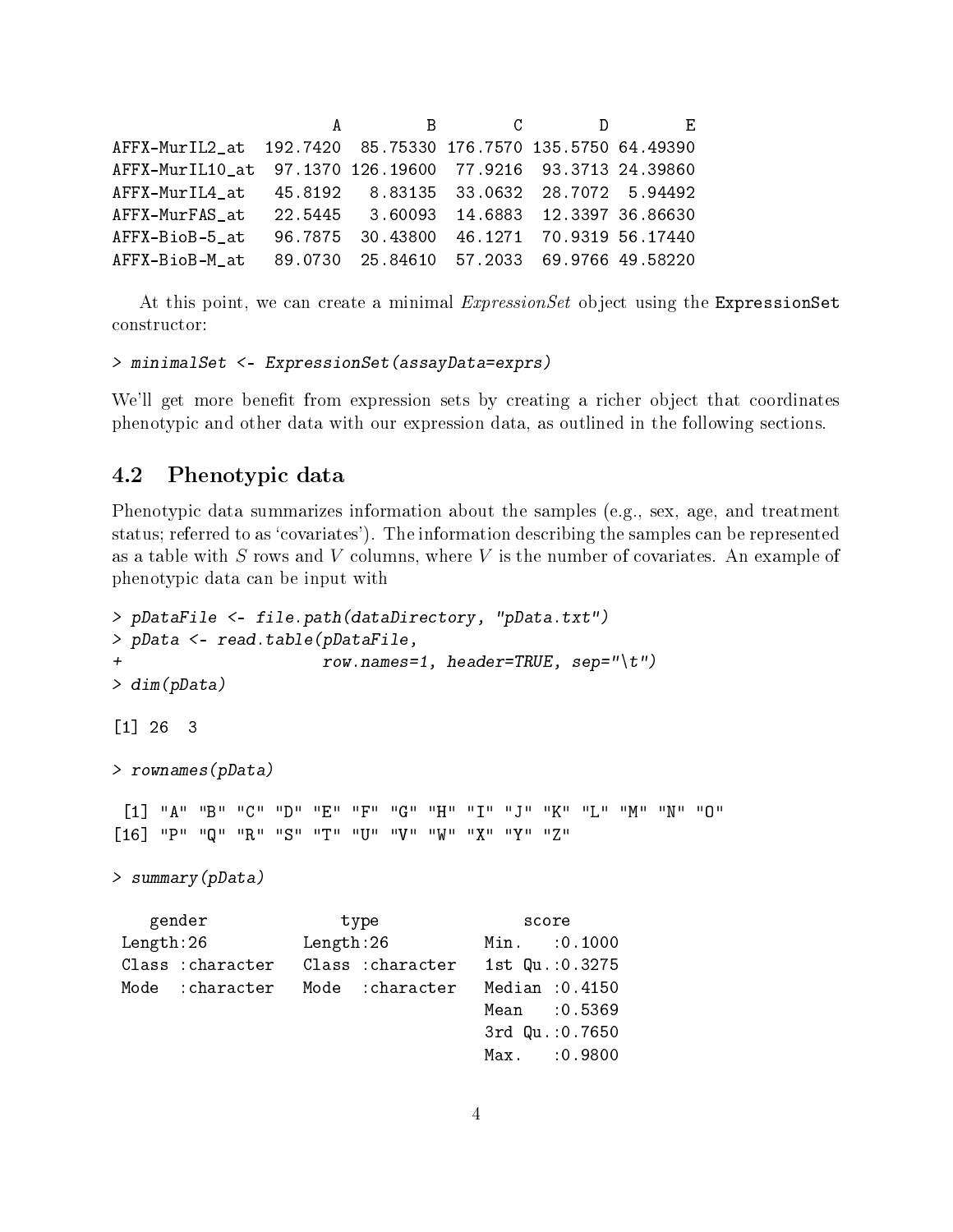```
                     A         B        C        D        E
AFFX-MurIL2_at  192.7420  85.75330 176.7570 135.5750 64.49390
AFFX-MurIL10_at  97.1370 126.19600  77.9216  93.3713 24.39860
AFFX-MurIL4_at   45.8192   8.83135  33.0632  28.7072  5.94492
AFFX-MurFAS_at   22.5445   3.60093  14.6883  12.3397 36.86630
AFFX-BioB-5_at   96.7875  30.43800  46.1271  70.9319 56.17440
AFFX-BioB-M_at   89.0730  25.84610  57.2033  69.9766 49.58220
```

At this point, we can create a minimal *ExpressionSet* object using the `ExpressionSet` constructor:

```
> minimalSet <- ExpressionSet(assayData=exprs)
```

We'll get more benefit from expression sets by creating a richer object that coordinates phenotypic and other data with our expression data, as outlined in the following sections.

## 4.2 Phenotypic data

Phenotypic data summarizes information about the samples (e.g., sex, age, and treatment status; referred to as 'covariates'). The information describing the samples can be represented as a table with $S$ rows and $V$ columns, where $V$ is the number of covariates. An example of phenotypic data can be input with

```
> pDataFile <- file.path(dataDirectory, "pData.txt")
> pData <- read.table(pDataFile,
+                     row.names=1, header=TRUE, sep="\t")
> dim(pData)

[1] 26  3

> rownames(pData)

 [1] "A" "B" "C" "D" "E" "F" "G" "H" "I" "J" "K" "L" "M" "N" "O"
[16] "P" "Q" "R" "S" "T" "U" "V" "W" "X" "Y" "Z"

> summary(pData)

    gender              type               score       
 Length:26          Length:26          Min.   :0.1000  
 Class :character   Class :character   1st Qu.:0.3275  
 Mode  :character   Mode  :character   Median :0.4150  
                                       Mean   :0.5369  
                                       3rd Qu.:0.7650  
                                       Max.   :0.9800  
```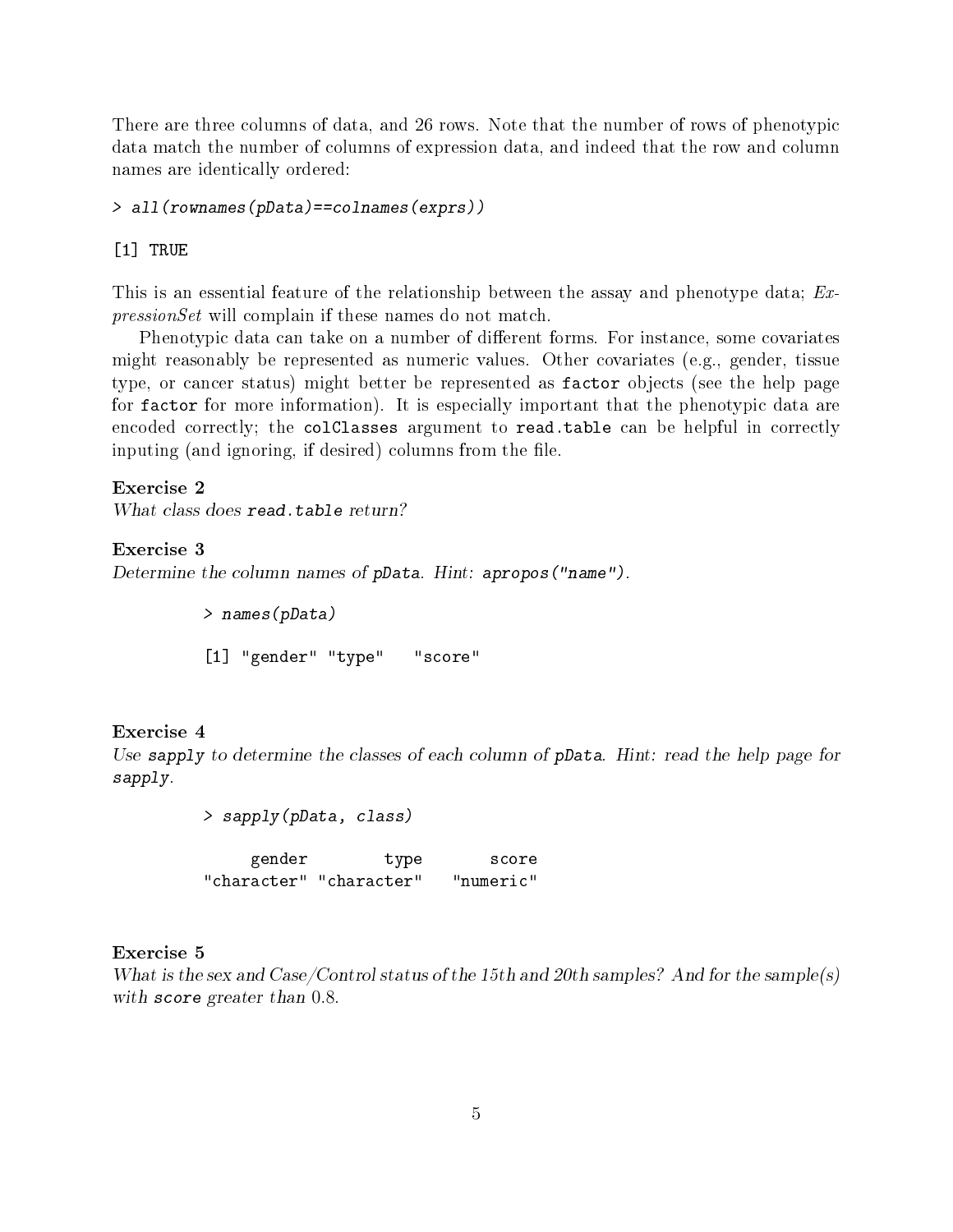There are three columns of data, and 26 rows. Note that the number of rows of phenotypic data match the number of columns of expression data, and indeed that the row and column names are identically ordered:

```
> all(rownames(pData)==colnames(exprs))

[1] TRUE
```

This is an essential feature of the relationship between the assay and phenotype data; *ExpressionSet* will complain if these names do not match.

Phenotypic data can take on a number of different forms. For instance, some covariates might reasonably be represented as numeric values. Other covariates (e.g., gender, tissue type, or cancer status) might better be represented as `factor` objects (see the help page for `factor` for more information). It is especially important that the phenotypic data are encoded correctly; the `colClasses` argument to `read.table` can be helpful in correctly inputing (and ignoring, if desired) columns from the file.

**Exercise 2**
*What class does* `read.table` *return?*

**Exercise 3**
*Determine the column names of* `pData`*. Hint:* `apropos("name")`*.*

```
> names(pData)

[1] "gender" "type"   "score"
```

**Exercise 4**
*Use* `sapply` *to determine the classes of each column of* `pData`*. Hint: read the help page for* `sapply`*.*

```
> sapply(pData, class)

     gender        type       score 
"character" "character"   "numeric" 
```

**Exercise 5**
*What is the sex and Case/Control status of the 15th and 20th samples? And for the sample(s) with* `score` *greater than 0.8.*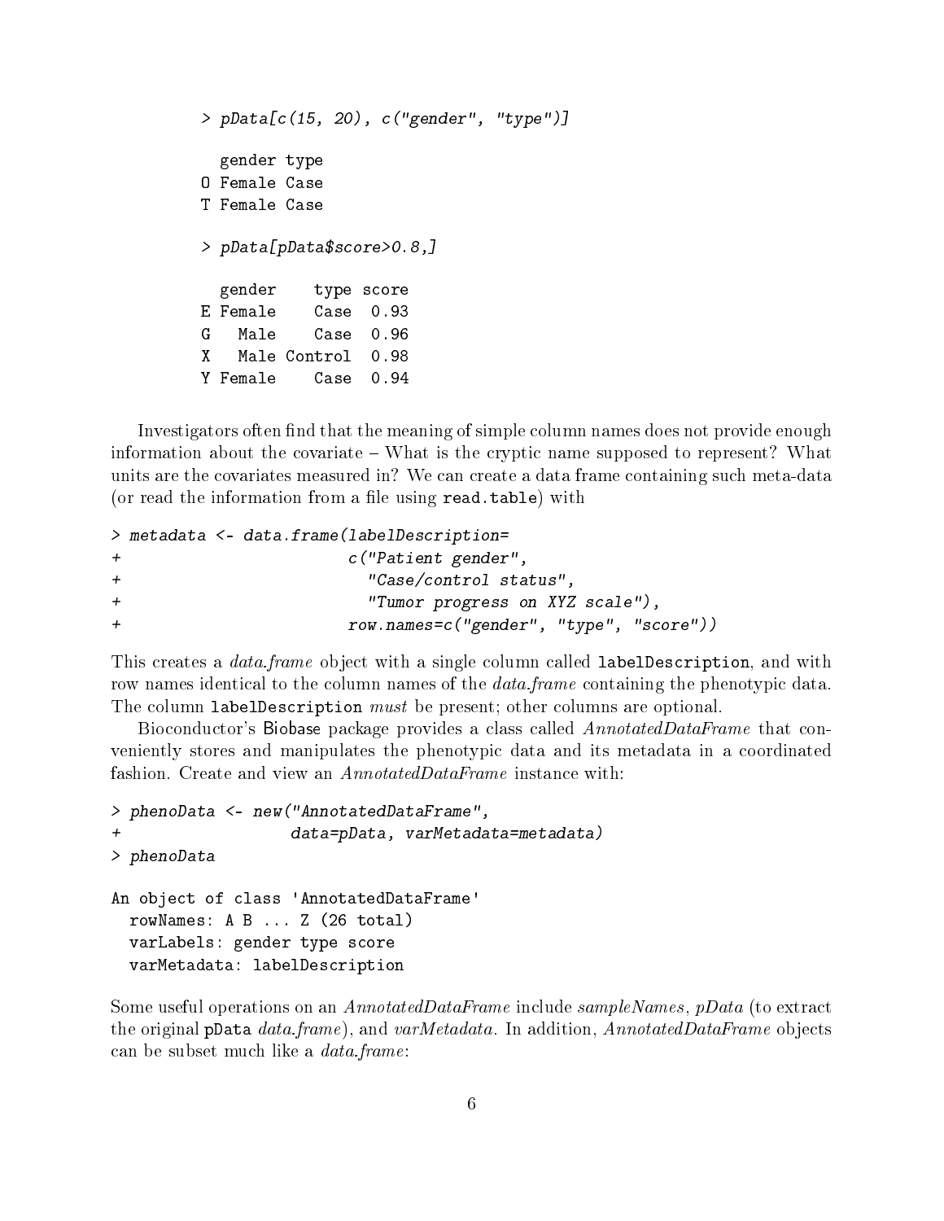```
> pData[c(15, 20), c("gender", "type")]

  gender type
O Female Case
T Female Case

> pData[pData$score>0.8,]

  gender    type score
E Female    Case  0.93
G   Male    Case  0.96
X   Male Control  0.98
Y Female    Case  0.94
```

Investigators often find that the meaning of simple column names does not provide enough information about the covariate – What is the cryptic name supposed to represent? What units are the covariates measured in? We can create a data frame containing such meta-data (or read the information from a file using `read.table`) with

```
> metadata <- data.frame(labelDescription=
+                         c("Patient gender",
+                           "Case/control status",
+                           "Tumor progress on XYZ scale"),
+                         row.names=c("gender", "type", "score"))
```

This creates a *data.frame* object with a single column called `labelDescription`, and with row names identical to the column names of the *data.frame* containing the phenotypic data. The column `labelDescription` *must* be present; other columns are optional.

Bioconductor's Biobase package provides a class called *AnnotatedDataFrame* that conveniently stores and manipulates the phenotypic data and its metadata in a coordinated fashion. Create and view an *AnnotatedDataFrame* instance with:

```
> phenoData <- new("AnnotatedDataFrame",
+                  data=pData, varMetadata=metadata)
> phenoData

An object of class 'AnnotatedDataFrame'
  rowNames: A B ... Z (26 total)
  varLabels: gender type score
  varMetadata: labelDescription
```

Some useful operations on an *AnnotatedDataFrame* include *sampleNames*, *pData* (to extract the original `pData` *data.frame*), and *varMetadata*. In addition, *AnnotatedDataFrame* objects can be subset much like a *data.frame*: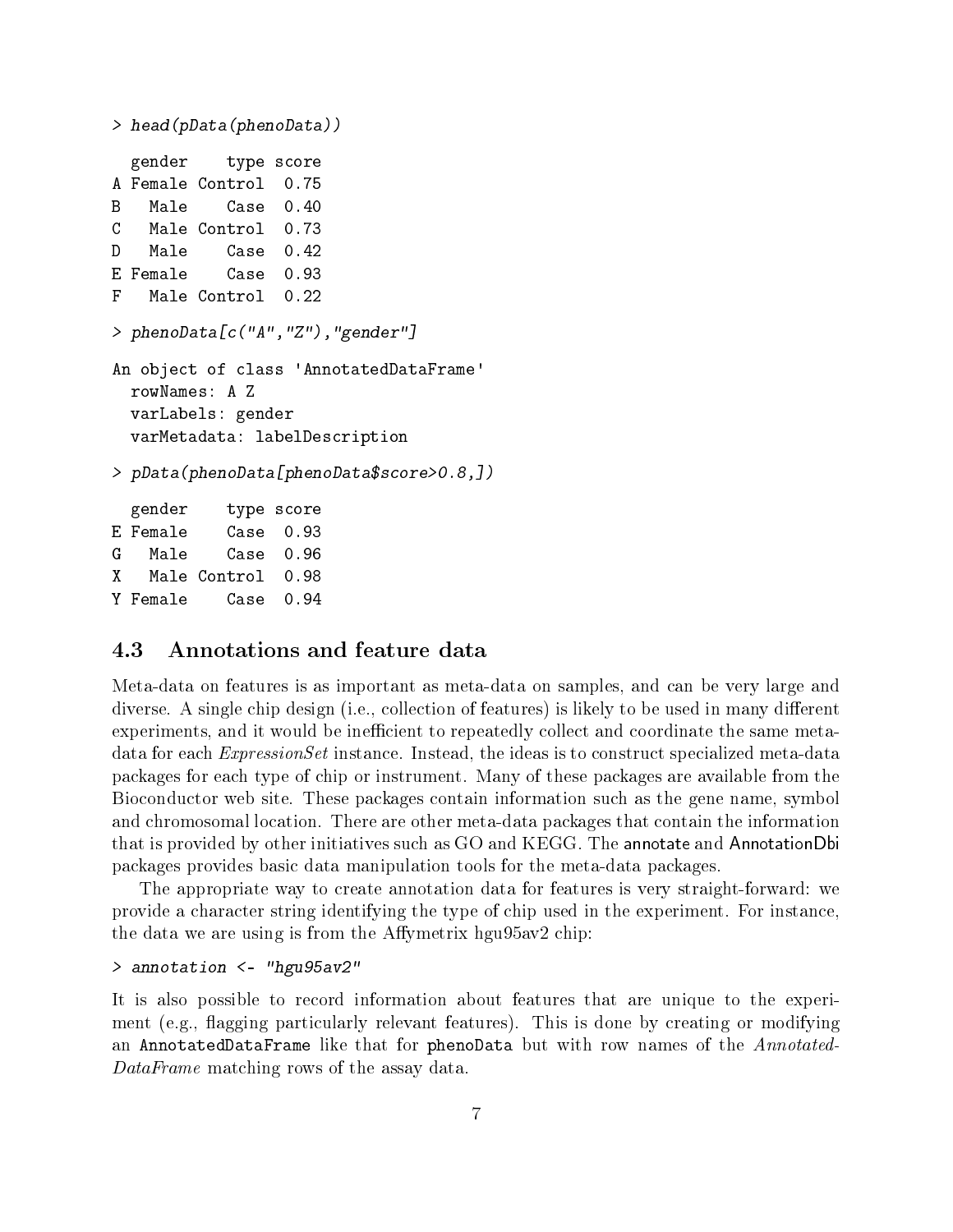```
> head(pData(phenoData))

  gender    type score
A Female Control  0.75
B   Male    Case  0.40
C   Male Control  0.73
D   Male    Case  0.42
E Female    Case  0.93
F   Male Control  0.22

> phenoData[c("A","Z"),"gender"]

An object of class 'AnnotatedDataFrame'
  rowNames: A Z
  varLabels: gender
  varMetadata: labelDescription

> pData(phenoData[phenoData$score>0.8,])

  gender    type score
E Female    Case  0.93
G   Male    Case  0.96
X   Male Control  0.98
Y Female    Case  0.94
```

## 4.3 Annotations and feature data

Meta-data on features is as important as meta-data on samples, and can be very large and diverse. A single chip design (i.e., collection of features) is likely to be used in many different experiments, and it would be inefficient to repeatedly collect and coordinate the same meta-data for each *ExpressionSet* instance. Instead, the ideas is to construct specialized meta-data packages for each type of chip or instrument. Many of these packages are available from the Bioconductor web site. These packages contain information such as the gene name, symbol and chromosomal location. There are other meta-data packages that contain the information that is provided by other initiatives such as GO and KEGG. The annotate and AnnotationDbi packages provides basic data manipulation tools for the meta-data packages.

The appropriate way to create annotation data for features is very straight-forward: we provide a character string identifying the type of chip used in the experiment. For instance, the data we are using is from the Affymetrix hgu95av2 chip:

```
> annotation <- "hgu95av2"
```

It is also possible to record information about features that are unique to the experiment (e.g., flagging particularly relevant features). This is done by creating or modifying an AnnotatedDataFrame like that for phenoData but with row names of the *AnnotatedDataFrame* matching rows of the assay data.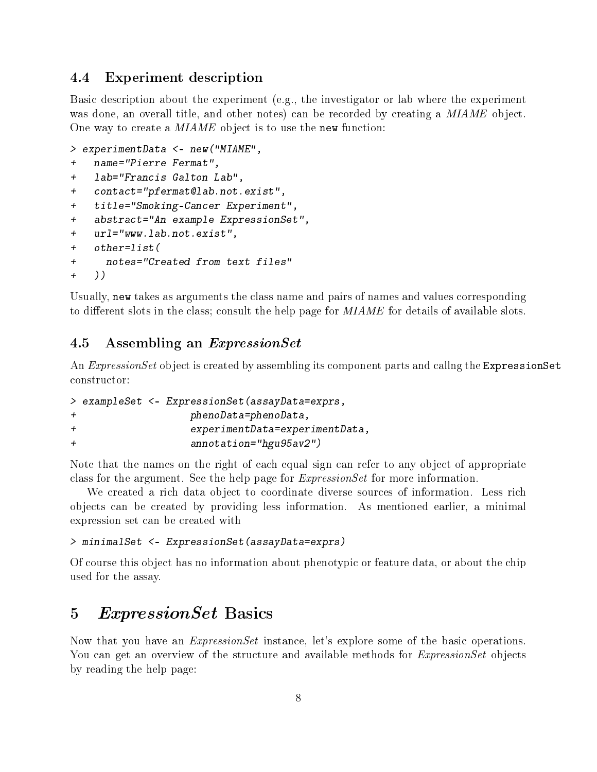### 4.4 Experiment description

Basic description about the experiment (e.g., the investigator or lab where the experiment was done, an overall title, and other notes) can be recorded by creating a *MIAME* object. One way to create a *MIAME* object is to use the `new` function:

```
> experimentData <- new("MIAME",
+   name="Pierre Fermat",
+   lab="Francis Galton Lab",
+   contact="pfermat@lab.not.exist",
+   title="Smoking-Cancer Experiment",
+   abstract="An example ExpressionSet",
+   url="www.lab.not.exist",
+   other=list(
+     notes="Created from text files"
+   ))
```

Usually, `new` takes as arguments the class name and pairs of names and values corresponding to different slots in the class; consult the help page for *MIAME* for details of available slots.

### 4.5 Assembling an *ExpressionSet*

An *ExpressionSet* object is created by assembling its component parts and callng the `ExpressionSet` constructor:

```
> exampleSet <- ExpressionSet(assayData=exprs,
+                   phenoData=phenoData,
+                   experimentData=experimentData,
+                   annotation="hgu95av2")
```

Note that the names on the right of each equal sign can refer to any object of appropriate class for the argument. See the help page for *ExpressionSet* for more information.

We created a rich data object to coordinate diverse sources of information. Less rich objects can be created by providing less information. As mentioned earlier, a minimal expression set can be created with

```
> minimalSet <- ExpressionSet(assayData=exprs)
```

Of course this object has no information about phenotypic or feature data, or about the chip used for the assay.

## 5 *ExpressionSet* Basics

Now that you have an *ExpressionSet* instance, let's explore some of the basic operations. You can get an overview of the structure and available methods for *ExpressionSet* objects by reading the help page: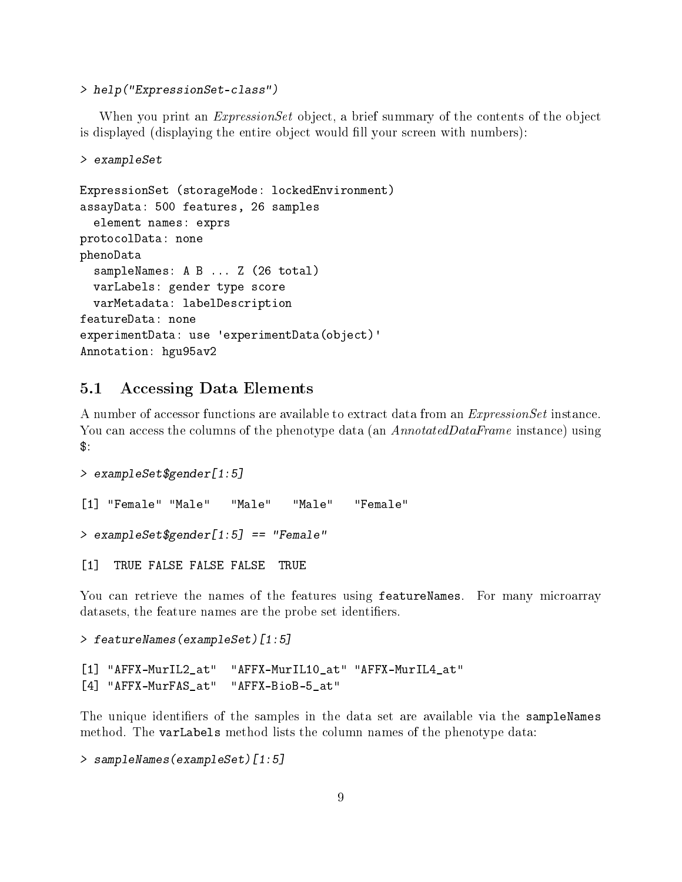```
> help("ExpressionSet-class")
```

When you print an *ExpressionSet* object, a brief summary of the contents of the object is displayed (displaying the entire object would fill your screen with numbers):

```
> exampleSet
```

```
ExpressionSet (storageMode: lockedEnvironment)
assayData: 500 features, 26 samples
  element names: exprs
protocolData: none
phenoData
  sampleNames: A B ... Z (26 total)
  varLabels: gender type score
  varMetadata: labelDescription
featureData: none
experimentData: use 'experimentData(object)'
Annotation: hgu95av2
```

## 5.1 Accessing Data Elements

A number of accessor functions are available to extract data from an *ExpressionSet* instance. You can access the columns of the phenotype data (an *AnnotatedDataFrame* instance) using `$`:

```
> exampleSet$gender[1:5]
```

```
[1] "Female" "Male"   "Male"   "Male"   "Female"
```

```
> exampleSet$gender[1:5] == "Female"
```

```
[1]  TRUE FALSE FALSE FALSE  TRUE
```

You can retrieve the names of the features using `featureNames`. For many microarray datasets, the feature names are the probe set identifiers.

```
> featureNames(exampleSet)[1:5]
```

```
[1] "AFFX-MurIL2_at"  "AFFX-MurIL10_at" "AFFX-MurIL4_at"
[4] "AFFX-MurFAS_at"  "AFFX-BioB-5_at"
```

The unique identifiers of the samples in the data set are available via the `sampleNames` method. The `varLabels` method lists the column names of the phenotype data:

```
> sampleNames(exampleSet)[1:5]
```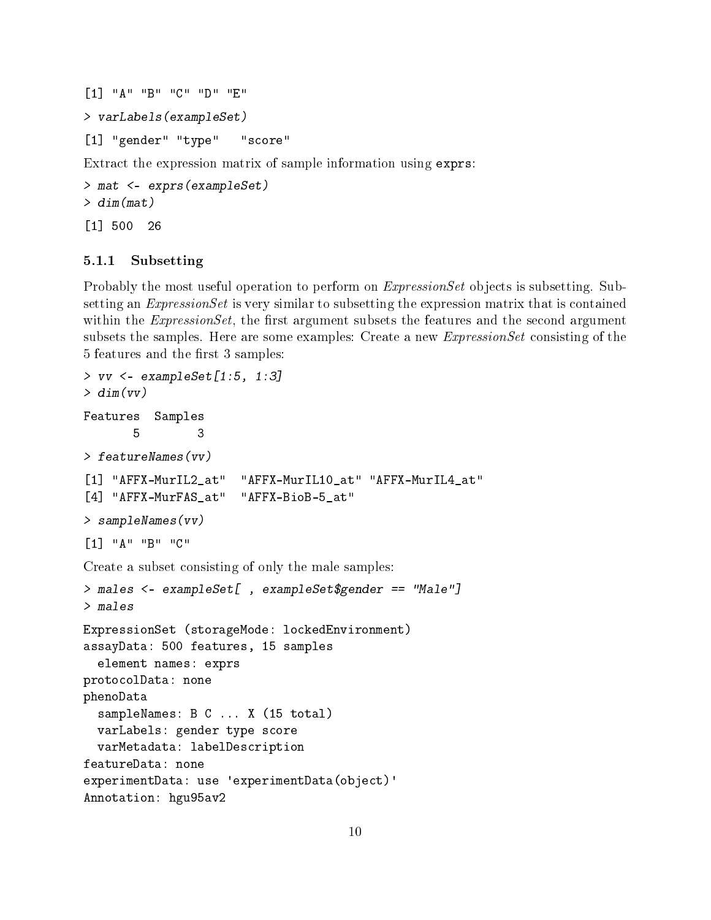```
[1] "A" "B" "C" "D" "E"
```

```
> varLabels(exampleSet)
```

```
[1] "gender" "type"   "score"
```

Extract the expression matrix of sample information using exprs:

```
> mat <- exprs(exampleSet)
> dim(mat)
```

```
[1] 500  26
```

### 5.1.1 Subsetting

Probably the most useful operation to perform on *ExpressionSet* objects is subsetting. Subsetting an *ExpressionSet* is very similar to subsetting the expression matrix that is contained within the *ExpressionSet*, the first argument subsets the features and the second argument subsets the samples. Here are some examples: Create a new *ExpressionSet* consisting of the 5 features and the first 3 samples:

```
> vv <- exampleSet[1:5, 1:3]
> dim(vv)
```

```
Features  Samples
       5        3
```

```
> featureNames(vv)
```

```
[1] "AFFX-MurIL2_at"  "AFFX-MurIL10_at" "AFFX-MurIL4_at"
[4] "AFFX-MurFAS_at"  "AFFX-BioB-5_at"
```

```
> sampleNames(vv)
```

```
[1] "A" "B" "C"
```

Create a subset consisting of only the male samples:

```
> males <- exampleSet[ , exampleSet$gender == "Male"]
> males
```

```
ExpressionSet (storageMode: lockedEnvironment)
assayData: 500 features, 15 samples
  element names: exprs
protocolData: none
phenoData
  sampleNames: B C ... X (15 total)
  varLabels: gender type score
  varMetadata: labelDescription
featureData: none
experimentData: use 'experimentData(object)'
Annotation: hgu95av2
```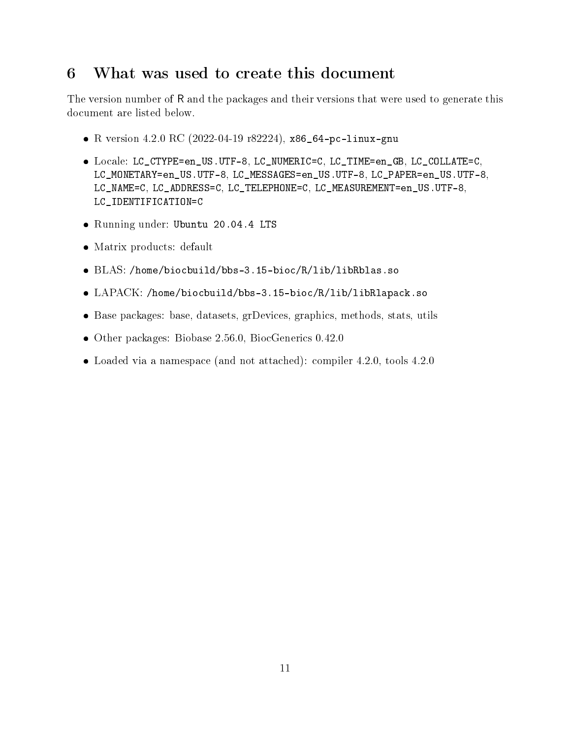## 6 What was used to create this document

The version number of R and the packages and their versions that were used to generate this document are listed below.

- R version 4.2.0 RC (2022-04-19 r82224), `x86_64-pc-linux-gnu`
- Locale: `LC_CTYPE=en_US.UTF-8`, `LC_NUMERIC=C`, `LC_TIME=en_GB`, `LC_COLLATE=C`, `LC_MONETARY=en_US.UTF-8`, `LC_MESSAGES=en_US.UTF-8`, `LC_PAPER=en_US.UTF-8`, `LC_NAME=C`, `LC_ADDRESS=C`, `LC_TELEPHONE=C`, `LC_MEASUREMENT=en_US.UTF-8`, `LC_IDENTIFICATION=C`
- Running under: `Ubuntu 20.04.4 LTS`
- Matrix products: default
- BLAS: `/home/biocbuild/bbs-3.15-bioc/R/lib/libRblas.so`
- LAPACK: `/home/biocbuild/bbs-3.15-bioc/R/lib/libRlapack.so`
- Base packages: base, datasets, grDevices, graphics, methods, stats, utils
- Other packages: Biobase 2.56.0, BiocGenerics 0.42.0
- Loaded via a namespace (and not attached): compiler 4.2.0, tools 4.2.0